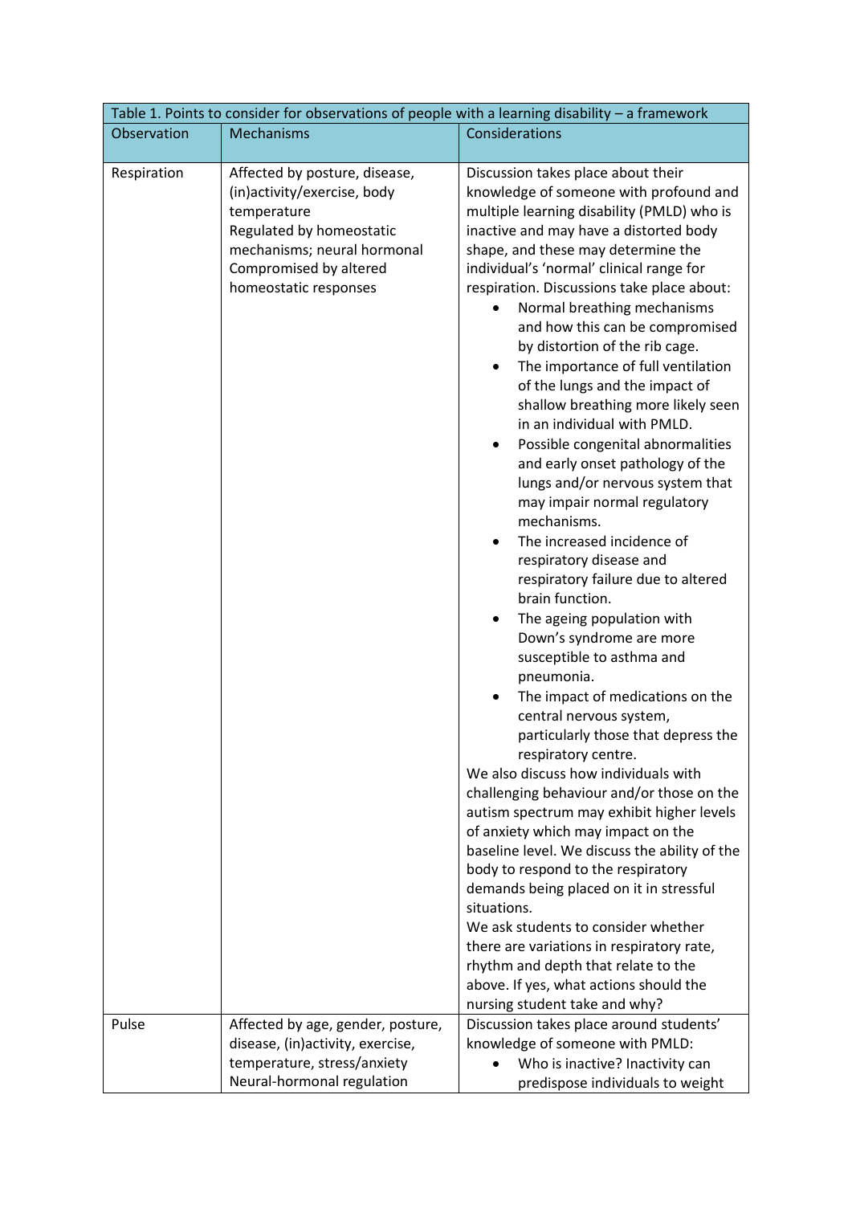Table 1. Points to consider for observations of people with a learning disability – a framework

| Observation | Mechanisms | Considerations |
|---|---|---|
| Respiration | Affected by posture, disease, (in)activity/exercise, body temperature<br>Regulated by homeostatic mechanisms; neural hormonal<br>Compromised by altered homeostatic responses | Discussion takes place about their knowledge of someone with profound and multiple learning disability (PMLD) who is inactive and may have a distorted body shape, and these may determine the individual's 'normal' clinical range for respiration. Discussions take place about:<br>• Normal breathing mechanisms and how this can be compromised by distortion of the rib cage.<br>• The importance of full ventilation of the lungs and the impact of shallow breathing more likely seen in an individual with PMLD.<br>• Possible congenital abnormalities and early onset pathology of the lungs and/or nervous system that may impair normal regulatory mechanisms.<br>• The increased incidence of respiratory disease and respiratory failure due to altered brain function.<br>• The ageing population with Down's syndrome are more susceptible to asthma and pneumonia.<br>• The impact of medications on the central nervous system, particularly those that depress the respiratory centre.<br>We also discuss how individuals with challenging behaviour and/or those on the autism spectrum may exhibit higher levels of anxiety which may impact on the baseline level. We discuss the ability of the body to respond to the respiratory demands being placed on it in stressful situations.<br>We ask students to consider whether there are variations in respiratory rate, rhythm and depth that relate to the above. If yes, what actions should the nursing student take and why? |
| Pulse | Affected by age, gender, posture, disease, (in)activity, exercise, temperature, stress/anxiety<br>Neural-hormonal regulation | Discussion takes place around students' knowledge of someone with PMLD:<br>• Who is inactive? Inactivity can predispose individuals to weight |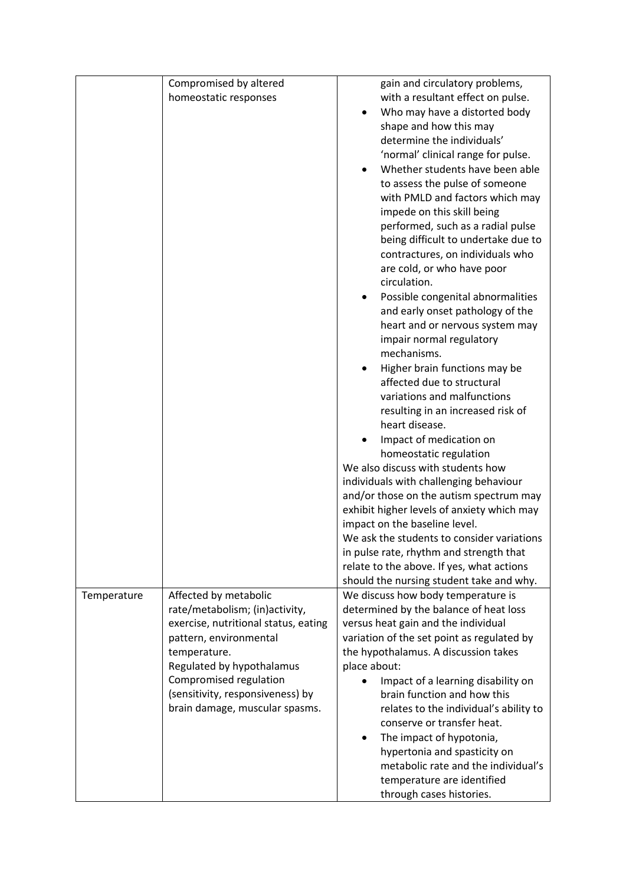| | | |
|---|---|---|
| | Compromised by altered homeostatic responses | gain and circulatory problems, with a resultant effect on pulse.<br>• Who may have a distorted body shape and how this may determine the individuals' 'normal' clinical range for pulse.<br>• Whether students have been able to assess the pulse of someone with PMLD and factors which may impede on this skill being performed, such as a radial pulse being difficult to undertake due to contractures, on individuals who are cold, or who have poor circulation.<br>• Possible congenital abnormalities and early onset pathology of the heart and or nervous system may impair normal regulatory mechanisms.<br>• Higher brain functions may be affected due to structural variations and malfunctions resulting in an increased risk of heart disease.<br>• Impact of medication on homeostatic regulation<br>We also discuss with students how individuals with challenging behaviour and/or those on the autism spectrum may exhibit higher levels of anxiety which may impact on the baseline level.<br>We ask the students to consider variations in pulse rate, rhythm and strength that relate to the above. If yes, what actions should the nursing student take and why. |
| Temperature | Affected by metabolic rate/metabolism; (in)activity, exercise, nutritional status, eating pattern, environmental temperature.<br>Regulated by hypothalamus<br>Compromised regulation (sensitivity, responsiveness) by brain damage, muscular spasms. | We discuss how body temperature is determined by the balance of heat loss versus heat gain and the individual variation of the set point as regulated by the hypothalamus. A discussion takes place about:<br>• Impact of a learning disability on brain function and how this relates to the individual's ability to conserve or transfer heat.<br>• The impact of hypotonia, hypertonia and spasticity on metabolic rate and the individual's temperature are identified through cases histories. |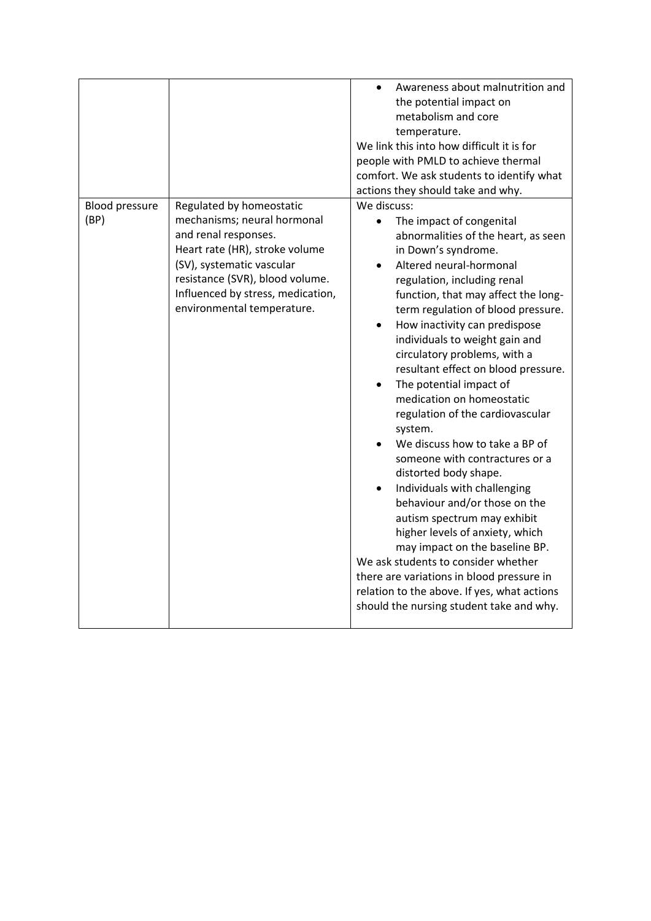| | | |
|---|---|---|
| | | <ul><li>Awareness about malnutrition and the potential impact on metabolism and core temperature.</li></ul>We link this into how difficult it is for people with PMLD to achieve thermal comfort. We ask students to identify what actions they should take and why. |
| Blood pressure (BP) | Regulated by homeostatic mechanisms; neural hormonal and renal responses.<br>Heart rate (HR), stroke volume (SV), systematic vascular resistance (SVR), blood volume.<br>Influenced by stress, medication, environmental temperature. | We discuss:<ul><li>The impact of congenital abnormalities of the heart, as seen in Down's syndrome.</li><li>Altered neural-hormonal regulation, including renal function, that may affect the long-term regulation of blood pressure.</li><li>How inactivity can predispose individuals to weight gain and circulatory problems, with a resultant effect on blood pressure.</li><li>The potential impact of medication on homeostatic regulation of the cardiovascular system.</li><li>We discuss how to take a BP of someone with contractures or a distorted body shape.</li><li>Individuals with challenging behaviour and/or those on the autism spectrum may exhibit higher levels of anxiety, which may impact on the baseline BP.</li></ul>We ask students to consider whether there are variations in blood pressure in relation to the above. If yes, what actions should the nursing student take and why. |